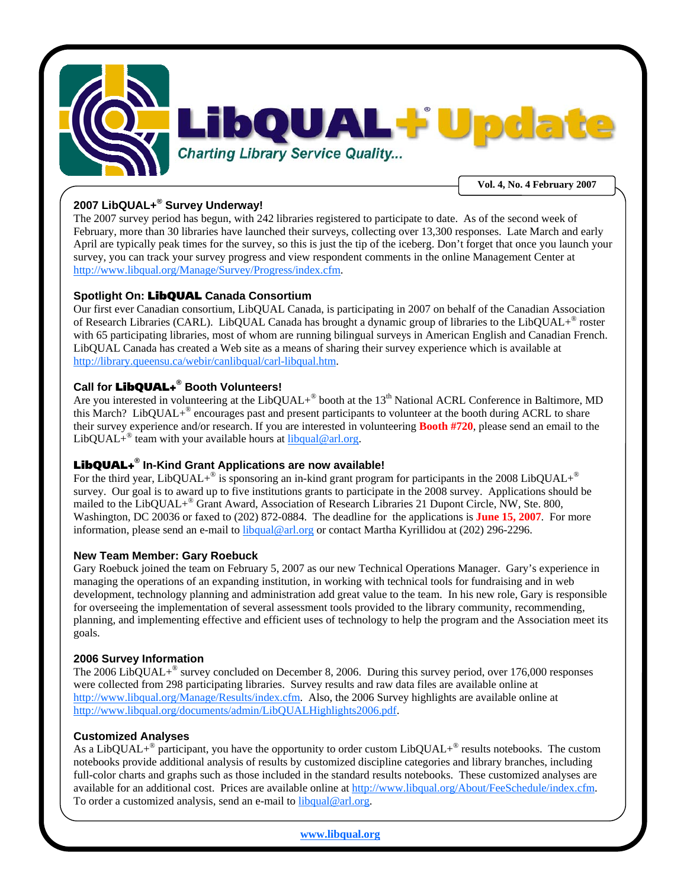# LibQUAL+® Update

*Charting Library Service Quality...*

**Vol. 4, No. 4 February 2007**

### 2007 LibQUAL+® Survey Underway!

The 2007 survey period has begun, with 242 libraries registered to participate to date. As of the second week of February, more than 30 libraries have launched their surveys, collecting over 13,300 responses. Late March and early April are typically peak times for the survey, so this is just the tip of the iceberg. Don't forget that once you launch your survey, you can track your survey progress and view respondent comments in the online Management Center at http://www.libqual.org/Manage/Survey/Progress/index.cfm.

### Spotlight On: LibQUAL Canada Consortium

Our first ever Canadian consortium, LibQUAL Canada, is participating in 2007 on behalf of the Canadian Association of Research Libraries (CARL). LibQUAL Canada has brought a dynamic group of libraries to the LibQUAL+® roster with 65 participating libraries, most of whom are running bilingual surveys in American English and Canadian French. LibQUAL Canada has created a Web site as a means of sharing their survey experience which is available at http://library.queensu.ca/webir/canlibqual/carl-libqual.htm.

### Call for LibQUAL+® Booth Volunteers!

Are you interested in volunteering at the LibQUAL+® booth at the 13th National ACRL Conference in Baltimore, MD this March? LibQUAL+® encourages past and present participants to volunteer at the booth during ACRL to share their survey experience and/or research. If you are interested in volunteering **Booth #720**, please send an email to the LibQUAL+® team with your available hours at libqual@arl.org.

### LibQUAL+® In-Kind Grant Applications are now available!

For the third year, LibQUAL+® is sponsoring an in-kind grant program for participants in the 2008 LibQUAL+® survey. Our goal is to award up to five institutions grants to participate in the 2008 survey. Applications should be mailed to the LibQUAL+® Grant Award, Association of Research Libraries 21 Dupont Circle, NW, Ste. 800, Washington, DC 20036 or faxed to (202) 872-0884. The deadline for the applications is **June 15, 2007**. For more information, please send an e-mail to libqual@arl.org or contact Martha Kyrillidou at (202) 296-2296.

### New Team Member: Gary Roebuck

Gary Roebuck joined the team on February 5, 2007 as our new Technical Operations Manager. Gary's experience in managing the operations of an expanding institution, in working with technical tools for fundraising and in web development, technology planning and administration add great value to the team. In his new role, Gary is responsible for overseeing the implementation of several assessment tools provided to the library community, recommending, planning, and implementing effective and efficient uses of technology to help the program and the Association meet its goals.

### 2006 Survey Information

The 2006 LibQUAL+® survey concluded on December 8, 2006. During this survey period, over 176,000 responses were collected from 298 participating libraries. Survey results and raw data files are available online at http://www.libqual.org/Manage/Results/index.cfm. Also, the 2006 Survey highlights are available online at http://www.libqual.org/documents/admin/LibQUALHighlights2006.pdf.

### Customized Analyses

As a LibQUAL+® participant, you have the opportunity to order custom LibQUAL+® results notebooks. The custom notebooks provide additional analysis of results by customized discipline categories and library branches, including full-color charts and graphs such as those included in the standard results notebooks. These customized analyses are available for an additional cost. Prices are available online at http://www.libqual.org/About/FeeSchedule/index.cfm. To order a customized analysis, send an e-mail to libqual@arl.org.

**www.libqual.org**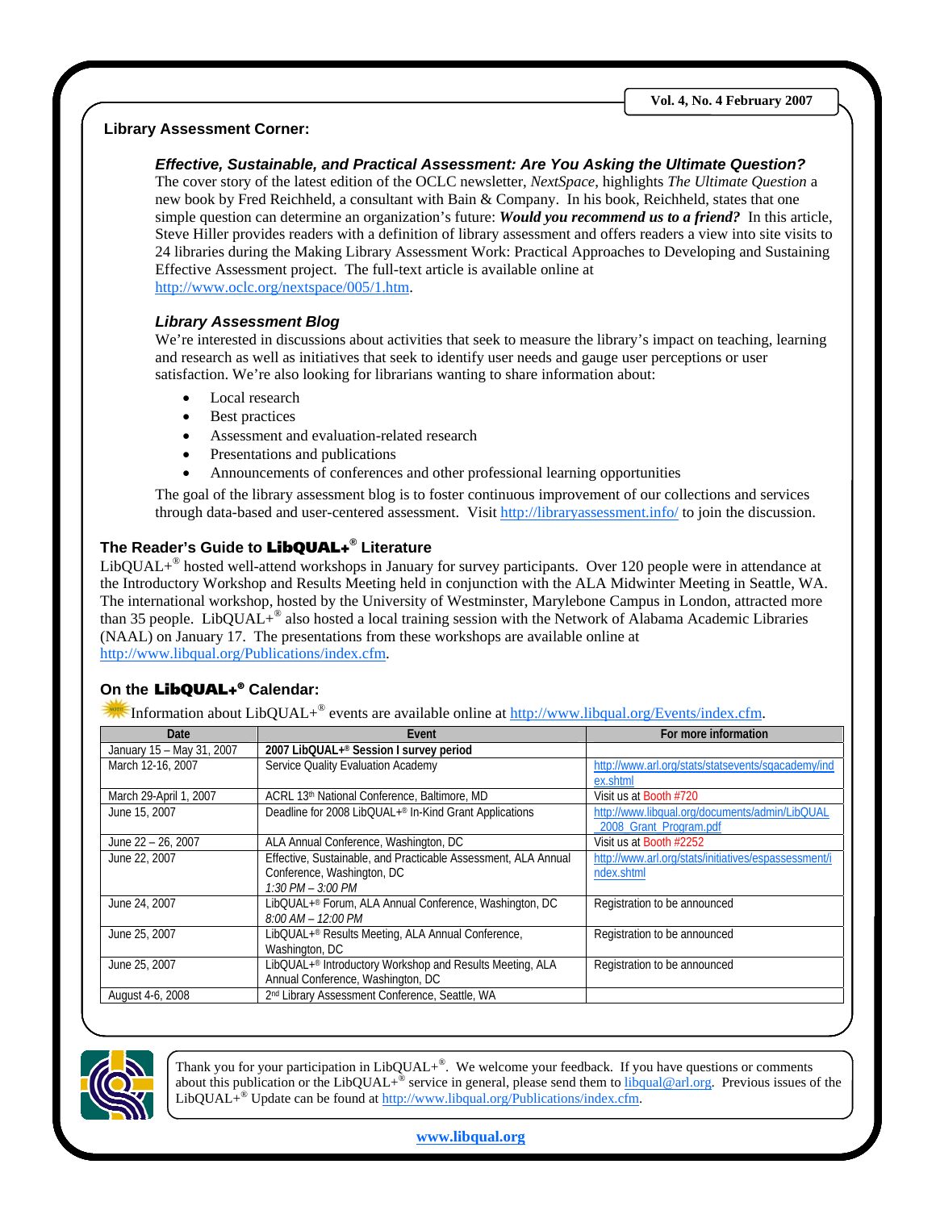## Library Assessment Corner:

### *Effective, Sustainable, and Practical Assessment: Are You Asking the Ultimate Question?*

The cover story of the latest edition of the OCLC newsletter, *NextSpace*, highlights *The Ultimate Question* a new book by Fred Reichheld, a consultant with Bain & Company. In his book, Reichheld, states that one simple question can determine an organization's future: ***Would you recommend us to a friend?*** In this article, Steve Hiller provides readers with a definition of library assessment and offers readers a view into site visits to 24 libraries during the Making Library Assessment Work: Practical Approaches to Developing and Sustaining Effective Assessment project. The full-text article is available online at http://www.oclc.org/nextspace/005/1.htm.

### *Library Assessment Blog*

We're interested in discussions about activities that seek to measure the library's impact on teaching, learning and research as well as initiatives that seek to identify user needs and gauge user perceptions or user satisfaction. We're also looking for librarians wanting to share information about:

- Local research
- Best practices
- Assessment and evaluation-related research
- Presentations and publications
- Announcements of conferences and other professional learning opportunities

The goal of the library assessment blog is to foster continuous improvement of our collections and services through data-based and user-centered assessment. Visit http://libraryassessment.info/ to join the discussion.

## The Reader's Guide to LibQUAL+® Literature

LibQUAL+® hosted well-attend workshops in January for survey participants. Over 120 people were in attendance at the Introductory Workshop and Results Meeting held in conjunction with the ALA Midwinter Meeting in Seattle, WA. The international workshop, hosted by the University of Westminster, Marylebone Campus in London, attracted more than 35 people. LibQUAL+® also hosted a local training session with the Network of Alabama Academic Libraries (NAAL) on January 17. The presentations from these workshops are available online at http://www.libqual.org/Publications/index.cfm.

## On the LibQUAL+® Calendar:

Information about LibQUAL+® events are available online at http://www.libqual.org/Events/index.cfm.

| Date | Event | For more information |
|---|---|---|
| January 15 – May 31, 2007 | **2007 LibQUAL+® Session I survey period** | |
| March 12-16, 2007 | Service Quality Evaluation Academy | http://www.arl.org/stats/statsevents/sqacademy/index.shtml |
| March 29-April 1, 2007 | ACRL 13th National Conference, Baltimore, MD | Visit us at Booth #720 |
| June 15, 2007 | Deadline for 2008 LibQUAL+® In-Kind Grant Applications | http://www.libqual.org/documents/admin/LibQUAL_2008_Grant_Program.pdf |
| June 22 – 26, 2007 | ALA Annual Conference, Washington, DC | Visit us at Booth #2252 |
| June 22, 2007 | Effective, Sustainable, and Practicable Assessment, ALA Annual Conference, Washington, DC *1:30 PM – 3:00 PM* | http://www.arl.org/stats/initiatives/espassessment/index.shtml |
| June 24, 2007 | LibQUAL+® Forum, ALA Annual Conference, Washington, DC *8:00 AM – 12:00 PM* | Registration to be announced |
| June 25, 2007 | LibQUAL+® Results Meeting, ALA Annual Conference, Washington, DC | Registration to be announced |
| June 25, 2007 | LibQUAL+® Introductory Workshop and Results Meeting, ALA Annual Conference, Washington, DC | Registration to be announced |
| August 4-6, 2008 | 2nd Library Assessment Conference, Seattle, WA | |

Thank you for your participation in LibQUAL+®. We welcome your feedback. If you have questions or comments about this publication or the LibQUAL+® service in general, please send them to libqual@arl.org. Previous issues of the LibQUAL+® Update can be found at http://www.libqual.org/Publications/index.cfm.

**www.libqual.org**